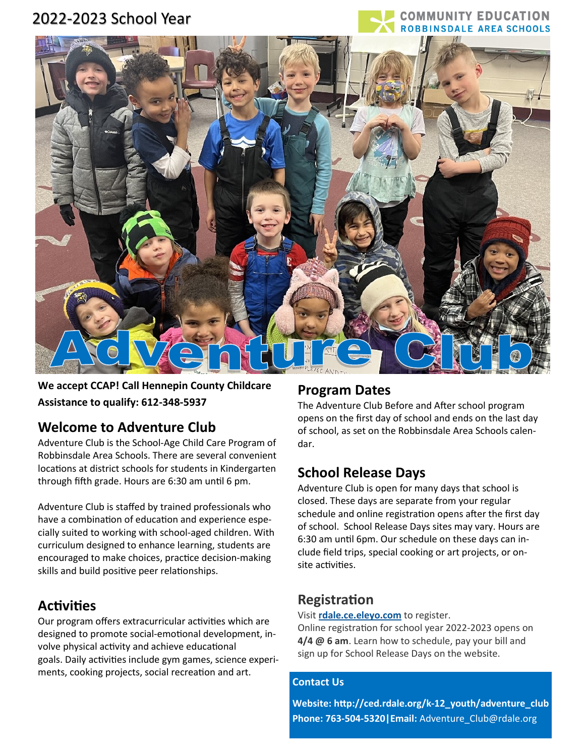2022-2023 School Year

COMMUNITY EDUCATION
ROBBINSDALE AREA SCHOOLS

# Adventure Club

**We accept CCAP! Call Hennepin County Childcare Assistance to qualify: 612-348-5937**

## Welcome to Adventure Club

Adventure Club is the School-Age Child Care Program of Robbinsdale Area Schools. There are several convenient locations at district schools for students in Kindergarten through fifth grade. Hours are 6:30 am until 6 pm.

Adventure Club is staffed by trained professionals who have a combination of education and experience especially suited to working with school-aged children. With curriculum designed to enhance learning, students are encouraged to make choices, practice decision-making skills and build positive peer relationships.

## Activities

Our program offers extracurricular activities which are designed to promote social-emotional development, involve physical activity and achieve educational goals. Daily activities include gym games, science experiments, cooking projects, social recreation and art.

## Program Dates

The Adventure Club Before and After school program opens on the first day of school and ends on the last day of school, as set on the Robbinsdale Area Schools calendar.

## School Release Days

Adventure Club is open for many days that school is closed. These days are separate from your regular schedule and online registration opens after the first day of school. School Release Days sites may vary. Hours are 6:30 am until 6pm. Our schedule on these days can include field trips, special cooking or art projects, or on-site activities.

## Registration

Visit **rdale.ce.eleyo.com** to register.
Online registration for school year 2022-2023 opens on **4/4 @ 6 am**. Learn how to schedule, pay your bill and sign up for School Release Days on the website.

**Contact Us**

**Website: http://ced.rdale.org/k-12_youth/adventure_club**
**Phone: 763-504-5320 | Email:** Adventure_Club@rdale.org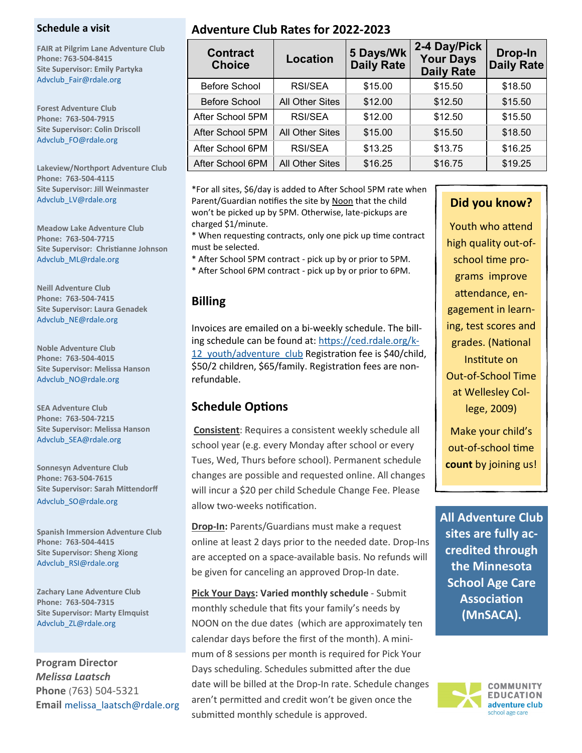## Adventure Club Rates for 2022-2023

| Contract Choice | Location | 5 Days/Wk Daily Rate | 2-4 Day/Pick Your Days Daily Rate | Drop-In Daily Rate |
|---|---|---|---|---|
| Before School | RSI/SEA | $15.00 | $15.50 | $18.50 |
| Before School | All Other Sites | $12.00 | $12.50 | $15.50 |
| After School 5PM | RSI/SEA | $12.00 | $12.50 | $15.50 |
| After School 5PM | All Other Sites | $15.00 | $15.50 | $18.50 |
| After School 6PM | RSI/SEA | $13.25 | $13.75 | $16.25 |
| After School 6PM | All Other Sites | $16.25 | $16.75 | $19.25 |

*For all sites, $6/day is added to After School 5PM rate when Parent/Guardian notifies the site by Noon that the child won't be picked up by 5PM. Otherwise, late-pickups are charged $1/minute.

* When requesting contracts, only one pick up time contract must be selected.

* After School 5PM contract - pick up by or prior to 5PM.

* After School 6PM contract - pick up by or prior to 6PM.

### Billing

Invoices are emailed on a bi-weekly schedule. The billing schedule can be found at: https://ced.rdale.org/k-12_youth/adventure_club Registration fee is $40/child, $50/2 children, $65/family. Registration fees are non-refundable.

### Schedule Options

**Consistent**: Requires a consistent weekly schedule all school year (e.g. every Monday after school or every Tues, Wed, Thurs before school). Permanent schedule changes are possible and requested online. All changes will incur a $20 per child Schedule Change Fee. Please allow two-weeks notification.

**Drop-In:** Parents/Guardians must make a request online at least 2 days prior to the needed date. Drop-Ins are accepted on a space-available basis. No refunds will be given for canceling an approved Drop-In date.

**Pick Your Days: Varied monthly schedule** - Submit monthly schedule that fits your family's needs by NOON on the due dates (which are approximately ten calendar days before the first of the month). A minimum of 8 sessions per month is required for Pick Your Days scheduling. Schedules submitted after the due date will be billed at the Drop-In rate. Schedule changes aren't permitted and credit won't be given once the submitted monthly schedule is approved.

### Did you know?

Youth who attend high quality out-of-school time programs improve attendance, engagement in learning, test scores and grades. (National Institute on Out-of-School Time at Wellesley College, 2009)

Make your child's out-of-school time **count** by joining us!

**All Adventure Club sites are fully accredited through the Minnesota School Age Care Association (MnSACA).**

### Schedule a visit

**FAIR at Pilgrim Lane Adventure Club**
**Phone: 763-504-8415**
**Site Supervisor: Emily Partyka**
Advclub_Fair@rdale.org

**Forest Adventure Club**
**Phone: 763-504-7915**
**Site Supervisor: Colin Driscoll**
Advclub_FO@rdale.org

**Lakeview/Northport Adventure Club**
**Phone: 763-504-4115**
**Site Supervisor: Jill Weinmaster**
Advclub_LV@rdale.org

**Meadow Lake Adventure Club**
**Phone: 763-504-7715**
**Site Supervisor: Christianne Johnson**
Advclub_ML@rdale.org

**Neill Adventure Club**
**Phone: 763-504-7415**
**Site Supervisor: Laura Genadek**
Advclub_NE@rdale.org

**Noble Adventure Club**
**Phone: 763-504-4015**
**Site Supervisor: Melissa Hanson**
Advclub_NO@rdale.org

**SEA Adventure Club**
**Phone: 763-504-7215**
**Site Supervisor: Melissa Hanson**
Advclub_SEA@rdale.org

**Sonnesyn Adventure Club**
**Phone: 763-504-7615**
**Site Supervisor: Sarah Mittendorff**
Advclub_SO@rdale.org

**Spanish Immersion Adventure Club**
**Phone: 763-504-4415**
**Site Supervisor: Sheng Xiong**
Advclub_RSI@rdale.org

**Zachary Lane Adventure Club**
**Phone: 763-504-7315**
**Site Supervisor: Marty Elmquist**
Advclub_ZL@rdale.org

**Program Director**
***Melissa Laatsch***
**Phone** (763) 504-5321
**Email** melissa_laatsch@rdale.org

COMMUNITY EDUCATION
adventure club
school age care